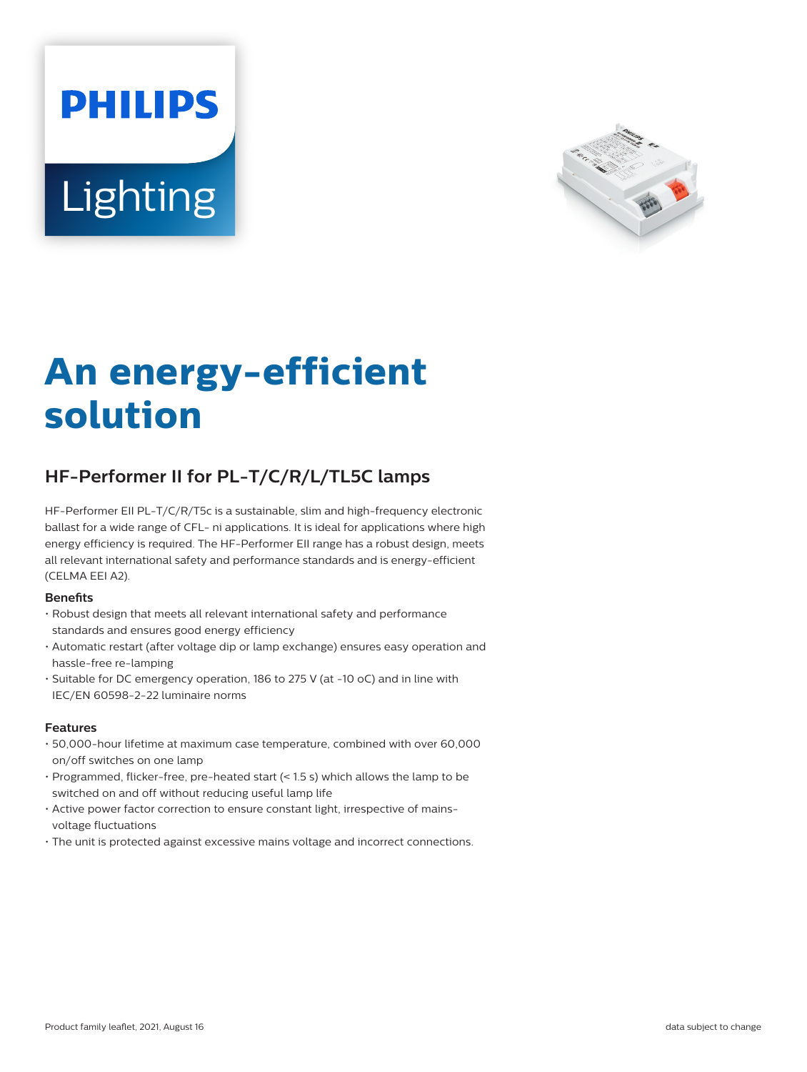PHILIPS

Lighting

# An energy-efficient solution

## HF-Performer II for PL-T/C/R/L/TL5C lamps

HF-Performer EII PL-T/C/R/T5c is a sustainable, slim and high-frequency electronic ballast for a wide range of CFL- ni applications. It is ideal for applications where high energy efficiency is required. The HF-Performer EII range has a robust design, meets all relevant international safety and performance standards and is energy-efficient (CELMA EEI A2).

### Benefits

- Robust design that meets all relevant international safety and performance standards and ensures good energy efficiency
- Automatic restart (after voltage dip or lamp exchange) ensures easy operation and hassle-free re-lamping
- Suitable for DC emergency operation, 186 to 275 V (at -10 oC) and in line with IEC/EN 60598-2-22 luminaire norms

### Features

- 50,000-hour lifetime at maximum case temperature, combined with over 60,000 on/off switches on one lamp
- Programmed, flicker-free, pre-heated start (< 1.5 s) which allows the lamp to be switched on and off without reducing useful lamp life
- Active power factor correction to ensure constant light, irrespective of mains-voltage fluctuations
- The unit is protected against excessive mains voltage and incorrect connections.

Product family leaflet, 2021, August 16 data subject to change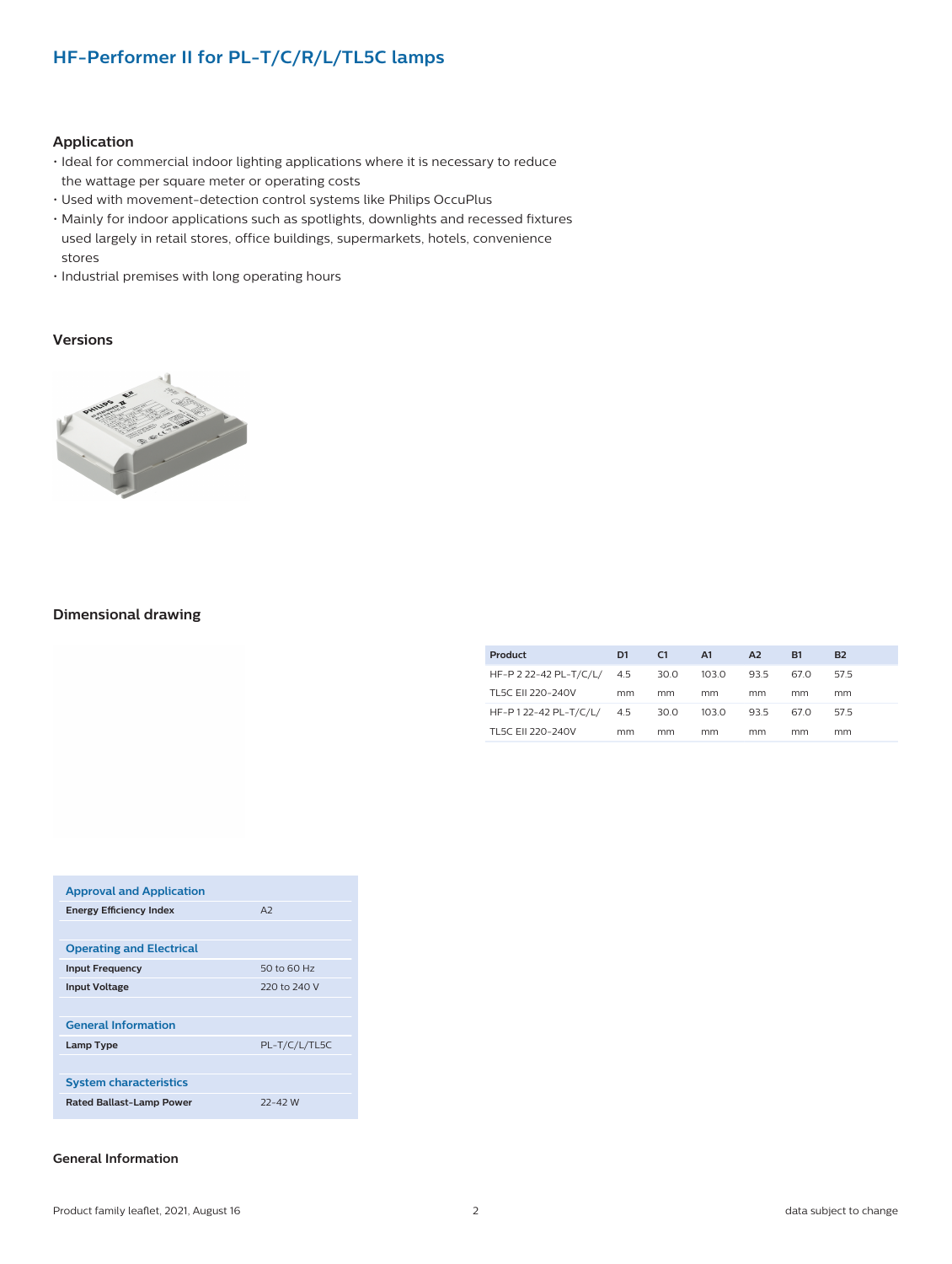## HF-Performer II for PL-T/C/R/L/TL5C lamps

### Application

- Ideal for commercial indoor lighting applications where it is necessary to reduce the wattage per square meter or operating costs
- Used with movement-detection control systems like Philips OccuPlus
- Mainly for indoor applications such as spotlights, downlights and recessed fixtures used largely in retail stores, office buildings, supermarkets, hotels, convenience stores
- Industrial premises with long operating hours

### Versions

### Dimensional drawing

| Product | D1 | C1 | A1 | A2 | B1 | B2 |
|---|---|---|---|---|---|---|
| HF-P 2 22-42 PL-T/C/L/ TL5C EII 220-240V | 4.5 mm | 30.0 mm | 103.0 mm | 93.5 mm | 67.0 mm | 57.5 mm |
| HF-P 1 22-42 PL-T/C/L/ TL5C EII 220-240V | 4.5 mm | 30.0 mm | 103.0 mm | 93.5 mm | 67.0 mm | 57.5 mm |

| Approval and Application | |
|---|---|
| **Energy Efficiency Index** | A2 |
| **Operating and Electrical** | |
| **Input Frequency** | 50 to 60 Hz |
| **Input Voltage** | 220 to 240 V |
| **General Information** | |
| **Lamp Type** | PL-T/C/L/TL5C |
| **System characteristics** | |
| **Rated Ballast-Lamp Power** | 22-42 W |

### General Information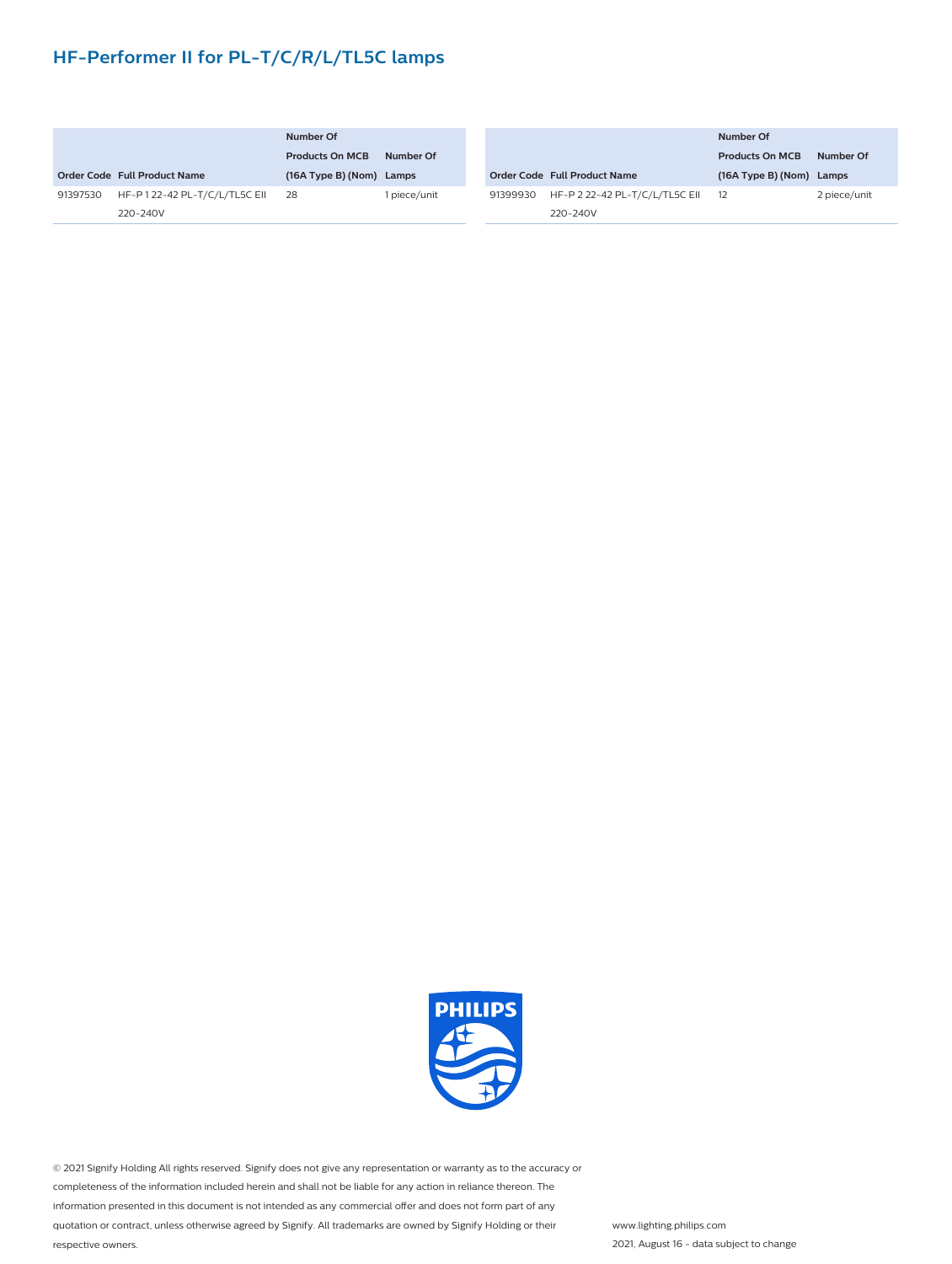## HF-Performer II for PL-T/C/R/L/TL5C lamps

| Order Code | Full Product Name | Number Of Products On MCB (16A Type B) (Nom) | Number Of Lamps |
|---|---|---|---|
| 91397530 | HF-P 1 22-42 PL-T/C/L/TL5C EII 220-240V | 28 | 1 piece/unit |

| Order Code | Full Product Name | Number Of Products On MCB (16A Type B) (Nom) | Number Of Lamps |
|---|---|---|---|
| 91399930 | HF-P 2 22-42 PL-T/C/L/TL5C EII 220-240V | 12 | 2 piece/unit |

PHILIPS

© 2021 Signify Holding All rights reserved. Signify does not give any representation or warranty as to the accuracy or completeness of the information included herein and shall not be liable for any action in reliance thereon. The information presented in this document is not intended as any commercial offer and does not form part of any quotation or contract, unless otherwise agreed by Signify. All trademarks are owned by Signify Holding or their respective owners.

www.lighting.philips.com

2021, August 16 - data subject to change